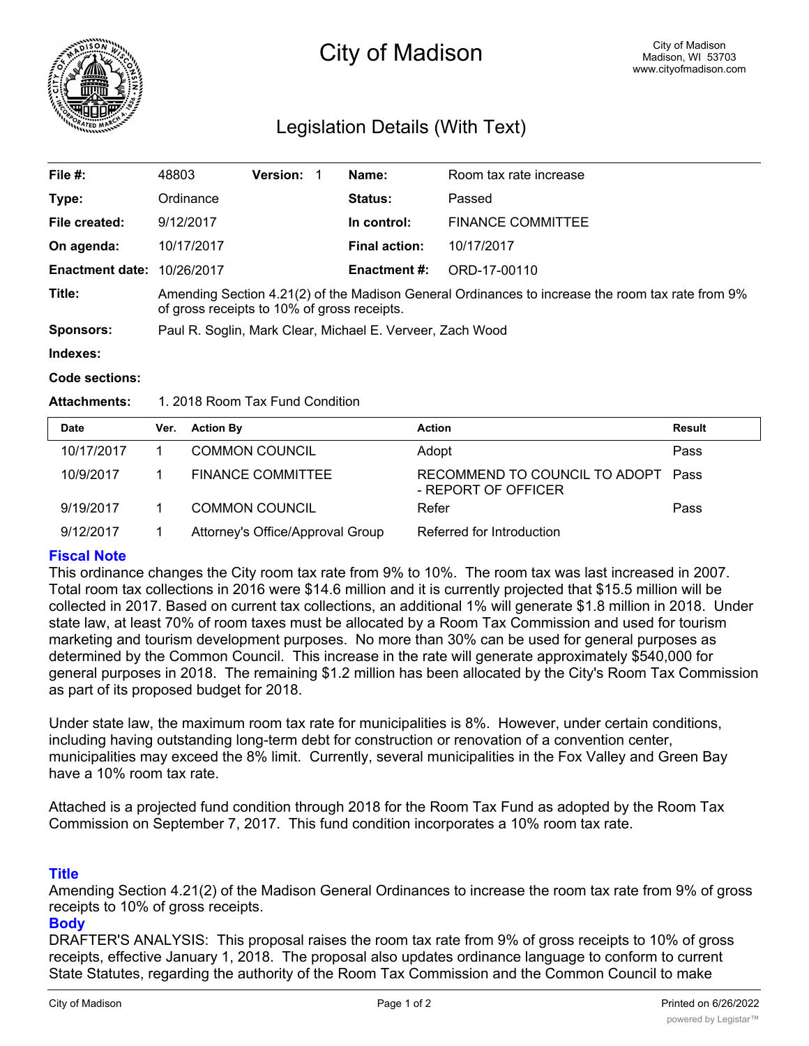# City of Madison

City of Madison
Madison, WI 53703
www.cityofmadison.com

## Legislation Details (With Text)

| | | | | | |
|---|---|---|---|---|---|
| **File #:** | 48803 | **Version:** 1 | | **Name:** | Room tax rate increase |
| **Type:** | Ordinance | | | **Status:** | Passed |
| **File created:** | 9/12/2017 | | | **In control:** | FINANCE COMMITTEE |
| **On agenda:** | 10/17/2017 | | | **Final action:** | 10/17/2017 |
| **Enactment date:** | 10/26/2017 | | | **Enactment #:** | ORD-17-00110 |

**Title:** Amending Section 4.21(2) of the Madison General Ordinances to increase the room tax rate from 9% of gross receipts to 10% of gross receipts.

**Sponsors:** Paul R. Soglin, Mark Clear, Michael E. Verveer, Zach Wood

**Indexes:**

**Code sections:**

**Attachments:** 1. 2018 Room Tax Fund Condition

| Date | Ver. | Action By | Action | Result |
|---|---|---|---|---|
| 10/17/2017 | 1 | COMMON COUNCIL | Adopt | Pass |
| 10/9/2017 | 1 | FINANCE COMMITTEE | RECOMMEND TO COUNCIL TO ADOPT - REPORT OF OFFICER | Pass |
| 9/19/2017 | 1 | COMMON COUNCIL | Refer | Pass |
| 9/12/2017 | 1 | Attorney's Office/Approval Group | Referred for Introduction | |

### Fiscal Note

This ordinance changes the City room tax rate from 9% to 10%. The room tax was last increased in 2007. Total room tax collections in 2016 were $14.6 million and it is currently projected that $15.5 million will be collected in 2017. Based on current tax collections, an additional 1% will generate $1.8 million in 2018. Under state law, at least 70% of room taxes must be allocated by a Room Tax Commission and used for tourism marketing and tourism development purposes. No more than 30% can be used for general purposes as determined by the Common Council. This increase in the rate will generate approximately $540,000 for general purposes in 2018. The remaining $1.2 million has been allocated by the City's Room Tax Commission as part of its proposed budget for 2018.

Under state law, the maximum room tax rate for municipalities is 8%. However, under certain conditions, including having outstanding long-term debt for construction or renovation of a convention center, municipalities may exceed the 8% limit. Currently, several municipalities in the Fox Valley and Green Bay have a 10% room tax rate.

Attached is a projected fund condition through 2018 for the Room Tax Fund as adopted by the Room Tax Commission on September 7, 2017. This fund condition incorporates a 10% room tax rate.

### Title

Amending Section 4.21(2) of the Madison General Ordinances to increase the room tax rate from 9% of gross receipts to 10% of gross receipts.

### Body

DRAFTER'S ANALYSIS: This proposal raises the room tax rate from 9% of gross receipts to 10% of gross receipts, effective January 1, 2018. The proposal also updates ordinance language to conform to current State Statutes, regarding the authority of the Room Tax Commission and the Common Council to make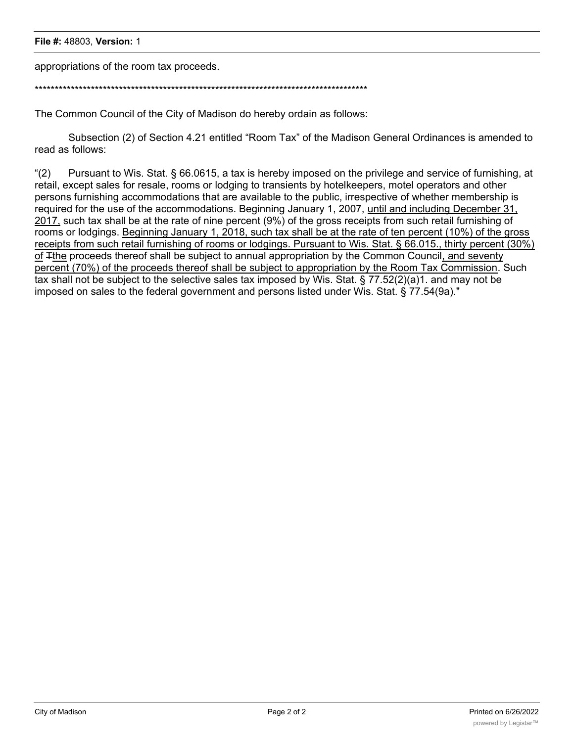appropriations of the room tax proceeds.

***************************************************************************************

The Common Council of the City of Madison do hereby ordain as follows:

Subsection (2) of Section 4.21 entitled "Room Tax" of the Madison General Ordinances is amended to read as follows:

"(2) Pursuant to Wis. Stat. § 66.0615, a tax is hereby imposed on the privilege and service of furnishing, at retail, except sales for resale, rooms or lodging to transients by hotelkeepers, motel operators and other persons furnishing accommodations that are available to the public, irrespective of whether membership is required for the use of the accommodations. Beginning January 1, 2007, <u>until and including December 31, 2017,</u> such tax shall be at the rate of nine percent (9%) of the gross receipts from such retail furnishing of rooms or lodgings. <u>Beginning January 1, 2018, such tax shall be at the rate of ten percent (10%) of the gross receipts from such retail furnishing of rooms or lodgings. Pursuant to Wis. Stat. § 66.015., thirty percent (30%) of</u> ~~T~~<u>the</u> proceeds thereof shall be subject to annual appropriation by the Common Council<u>, and seventy percent (70%) of the proceeds thereof shall be subject to appropriation by the Room Tax Commission</u>. Such tax shall not be subject to the selective sales tax imposed by Wis. Stat. § 77.52(2)(a)1. and may not be imposed on sales to the federal government and persons listed under Wis. Stat. § 77.54(9a)."